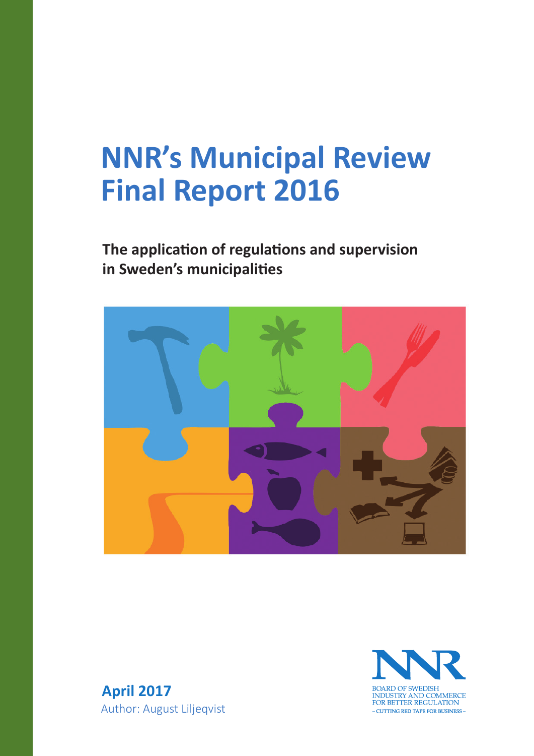# NNR's Municipal Review Final Report 2016

**The application of regulations and supervision in Sweden's municipalities**

**April 2017**

Author: August Liljeqvist

NNR

BOARD OF SWEDISH INDUSTRY AND COMMERCE FOR BETTER REGULATION

– CUTTING RED TAPE FOR BUSINESS –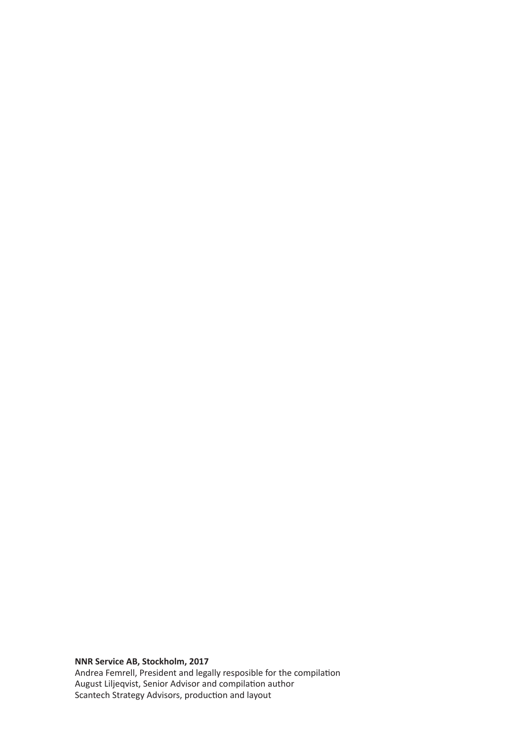**NNR Service AB, Stockholm, 2017**
Andrea Femrell, President and legally resposible for the compilation
August Liljeqvist, Senior Advisor and compilation author
Scantech Strategy Advisors, production and layout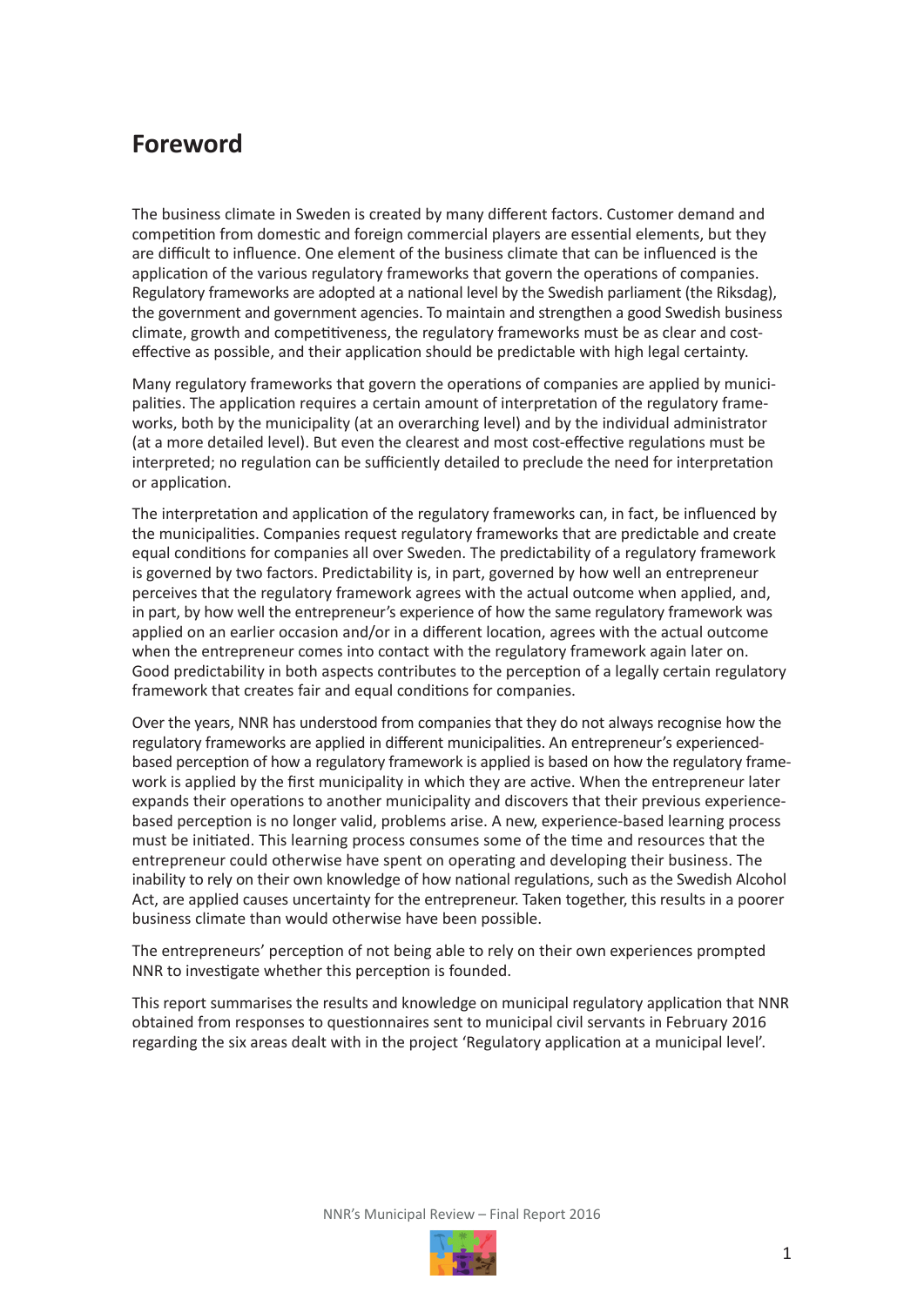## Foreword

The business climate in Sweden is created by many different factors. Customer demand and competition from domestic and foreign commercial players are essential elements, but they are difficult to influence. One element of the business climate that can be influenced is the application of the various regulatory frameworks that govern the operations of companies. Regulatory frameworks are adopted at a national level by the Swedish parliament (the Riksdag), the government and government agencies. To maintain and strengthen a good Swedish business climate, growth and competitiveness, the regulatory frameworks must be as clear and cost-effective as possible, and their application should be predictable with high legal certainty.

Many regulatory frameworks that govern the operations of companies are applied by municipalities. The application requires a certain amount of interpretation of the regulatory frameworks, both by the municipality (at an overarching level) and by the individual administrator (at a more detailed level). But even the clearest and most cost-effective regulations must be interpreted; no regulation can be sufficiently detailed to preclude the need for interpretation or application.

The interpretation and application of the regulatory frameworks can, in fact, be influenced by the municipalities. Companies request regulatory frameworks that are predictable and create equal conditions for companies all over Sweden. The predictability of a regulatory framework is governed by two factors. Predictability is, in part, governed by how well an entrepreneur perceives that the regulatory framework agrees with the actual outcome when applied, and, in part, by how well the entrepreneur's experience of how the same regulatory framework was applied on an earlier occasion and/or in a different location, agrees with the actual outcome when the entrepreneur comes into contact with the regulatory framework again later on. Good predictability in both aspects contributes to the perception of a legally certain regulatory framework that creates fair and equal conditions for companies.

Over the years, NNR has understood from companies that they do not always recognise how the regulatory frameworks are applied in different municipalities. An entrepreneur's experienced-based perception of how a regulatory framework is applied is based on how the regulatory framework is applied by the first municipality in which they are active. When the entrepreneur later expands their operations to another municipality and discovers that their previous experience-based perception is no longer valid, problems arise. A new, experience-based learning process must be initiated. This learning process consumes some of the time and resources that the entrepreneur could otherwise have spent on operating and developing their business. The inability to rely on their own knowledge of how national regulations, such as the Swedish Alcohol Act, are applied causes uncertainty for the entrepreneur. Taken together, this results in a poorer business climate than would otherwise have been possible.

The entrepreneurs' perception of not being able to rely on their own experiences prompted NNR to investigate whether this perception is founded.

This report summarises the results and knowledge on municipal regulatory application that NNR obtained from responses to questionnaires sent to municipal civil servants in February 2016 regarding the six areas dealt with in the project 'Regulatory application at a municipal level'.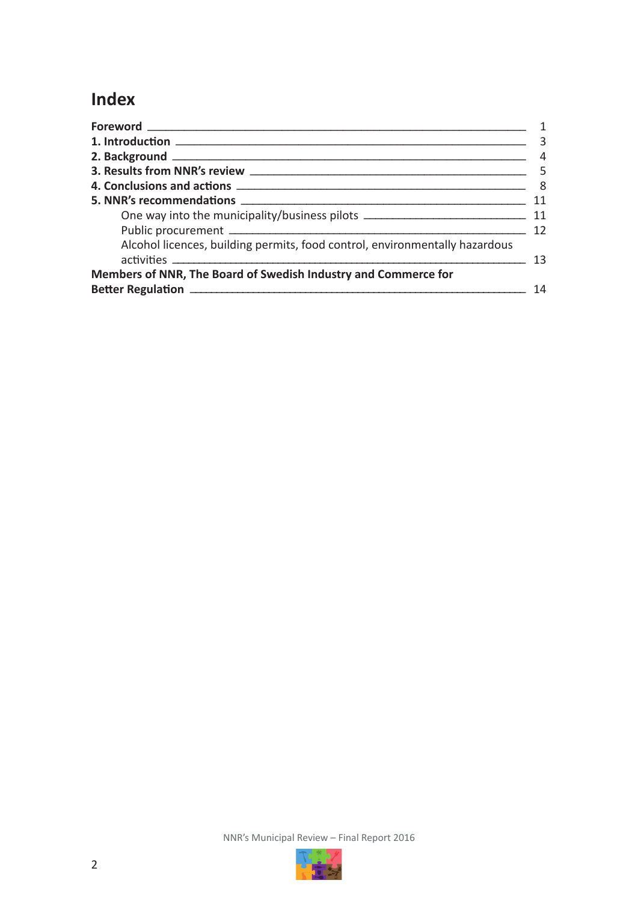# Index

| | |
|---|---|
| **Foreword** | 1 |
| **1. Introduction** | 3 |
| **2. Background** | 4 |
| **3. Results from NNR's review** | 5 |
| **4. Conclusions and actions** | 8 |
| **5. NNR's recommendations** | 11 |
| One way into the municipality/business pilots | 11 |
| Public procurement | 12 |
| Alcohol licences, building permits, food control, environmentally hazardous activities | 13 |
| **Members of NNR, The Board of Swedish Industry and Commerce for Better Regulation** | 14 |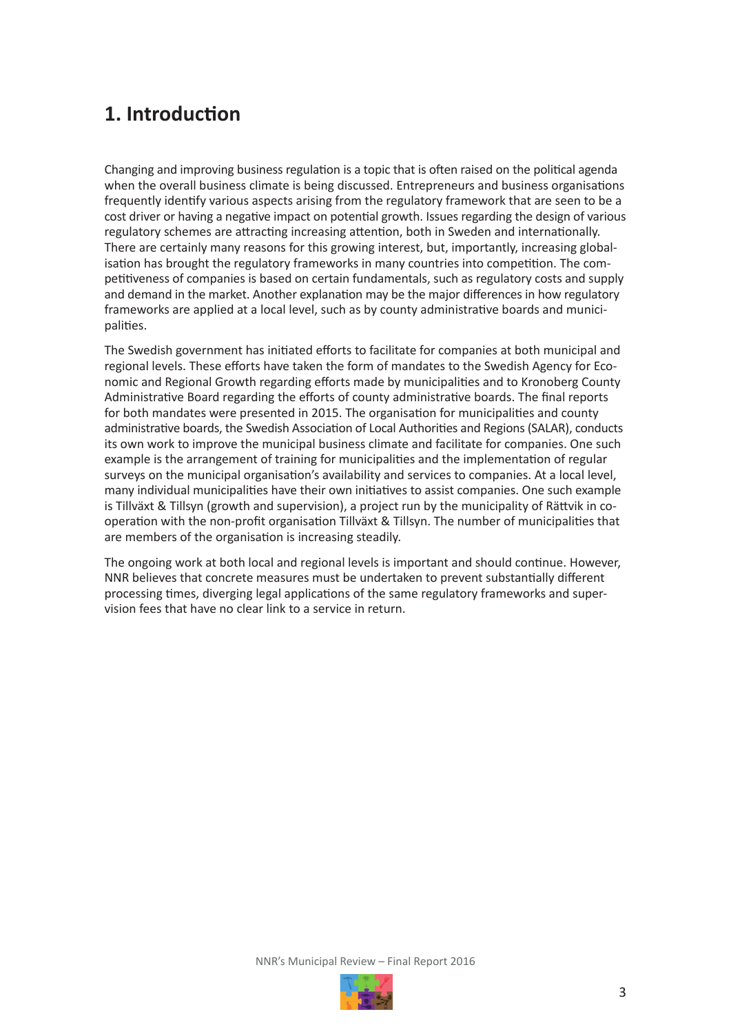# 1. Introduction

Changing and improving business regulation is a topic that is often raised on the political agenda when the overall business climate is being discussed. Entrepreneurs and business organisations frequently identify various aspects arising from the regulatory framework that are seen to be a cost driver or having a negative impact on potential growth. Issues regarding the design of various regulatory schemes are attracting increasing attention, both in Sweden and internationally. There are certainly many reasons for this growing interest, but, importantly, increasing globalisation has brought the regulatory frameworks in many countries into competition. The competitiveness of companies is based on certain fundamentals, such as regulatory costs and supply and demand in the market. Another explanation may be the major differences in how regulatory frameworks are applied at a local level, such as by county administrative boards and municipalities.

The Swedish government has initiated efforts to facilitate for companies at both municipal and regional levels. These efforts have taken the form of mandates to the Swedish Agency for Economic and Regional Growth regarding efforts made by municipalities and to Kronoberg County Administrative Board regarding the efforts of county administrative boards. The final reports for both mandates were presented in 2015. The organisation for municipalities and county administrative boards, the Swedish Association of Local Authorities and Regions (SALAR), conducts its own work to improve the municipal business climate and facilitate for companies. One such example is the arrangement of training for municipalities and the implementation of regular surveys on the municipal organisation's availability and services to companies. At a local level, many individual municipalities have their own initiatives to assist companies. One such example is Tillväxt & Tillsyn (growth and supervision), a project run by the municipality of Rättvik in cooperation with the non-profit organisation Tillväxt & Tillsyn. The number of municipalities that are members of the organisation is increasing steadily.

The ongoing work at both local and regional levels is important and should continue. However, NNR believes that concrete measures must be undertaken to prevent substantially different processing times, diverging legal applications of the same regulatory frameworks and supervision fees that have no clear link to a service in return.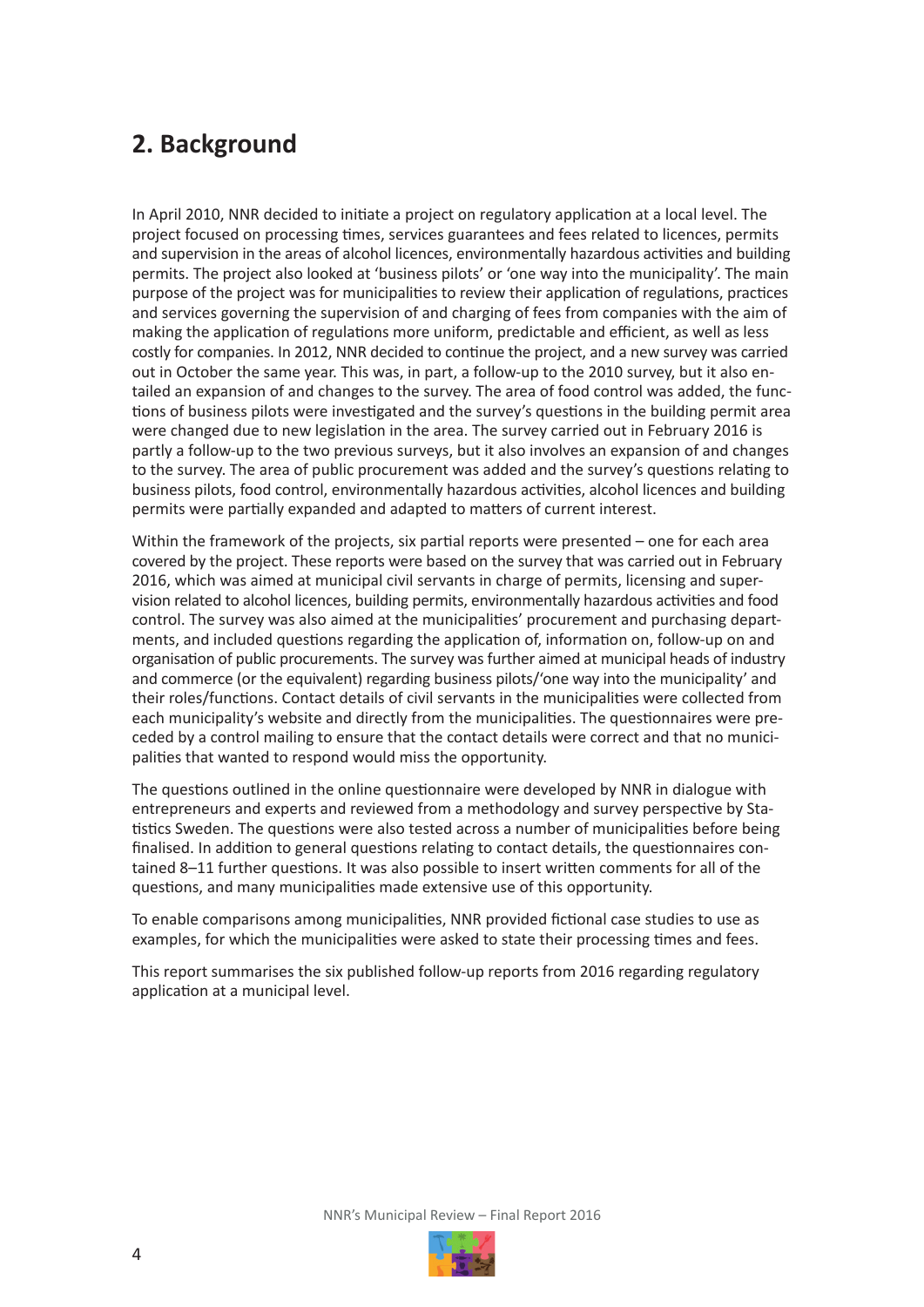# 2. Background

In April 2010, NNR decided to initiate a project on regulatory application at a local level. The project focused on processing times, services guarantees and fees related to licences, permits and supervision in the areas of alcohol licences, environmentally hazardous activities and building permits. The project also looked at 'business pilots' or 'one way into the municipality'. The main purpose of the project was for municipalities to review their application of regulations, practices and services governing the supervision of and charging of fees from companies with the aim of making the application of regulations more uniform, predictable and efficient, as well as less costly for companies. In 2012, NNR decided to continue the project, and a new survey was carried out in October the same year. This was, in part, a follow-up to the 2010 survey, but it also entailed an expansion of and changes to the survey. The area of food control was added, the functions of business pilots were investigated and the survey's questions in the building permit area were changed due to new legislation in the area. The survey carried out in February 2016 is partly a follow-up to the two previous surveys, but it also involves an expansion of and changes to the survey. The area of public procurement was added and the survey's questions relating to business pilots, food control, environmentally hazardous activities, alcohol licences and building permits were partially expanded and adapted to matters of current interest.

Within the framework of the projects, six partial reports were presented – one for each area covered by the project. These reports were based on the survey that was carried out in February 2016, which was aimed at municipal civil servants in charge of permits, licensing and supervision related to alcohol licences, building permits, environmentally hazardous activities and food control. The survey was also aimed at the municipalities' procurement and purchasing departments, and included questions regarding the application of, information on, follow-up on and organisation of public procurements. The survey was further aimed at municipal heads of industry and commerce (or the equivalent) regarding business pilots/'one way into the municipality' and their roles/functions. Contact details of civil servants in the municipalities were collected from each municipality's website and directly from the municipalities. The questionnaires were preceded by a control mailing to ensure that the contact details were correct and that no municipalities that wanted to respond would miss the opportunity.

The questions outlined in the online questionnaire were developed by NNR in dialogue with entrepreneurs and experts and reviewed from a methodology and survey perspective by Statistics Sweden. The questions were also tested across a number of municipalities before being finalised. In addition to general questions relating to contact details, the questionnaires contained 8–11 further questions. It was also possible to insert written comments for all of the questions, and many municipalities made extensive use of this opportunity.

To enable comparisons among municipalities, NNR provided fictional case studies to use as examples, for which the municipalities were asked to state their processing times and fees.

This report summarises the six published follow-up reports from 2016 regarding regulatory application at a municipal level.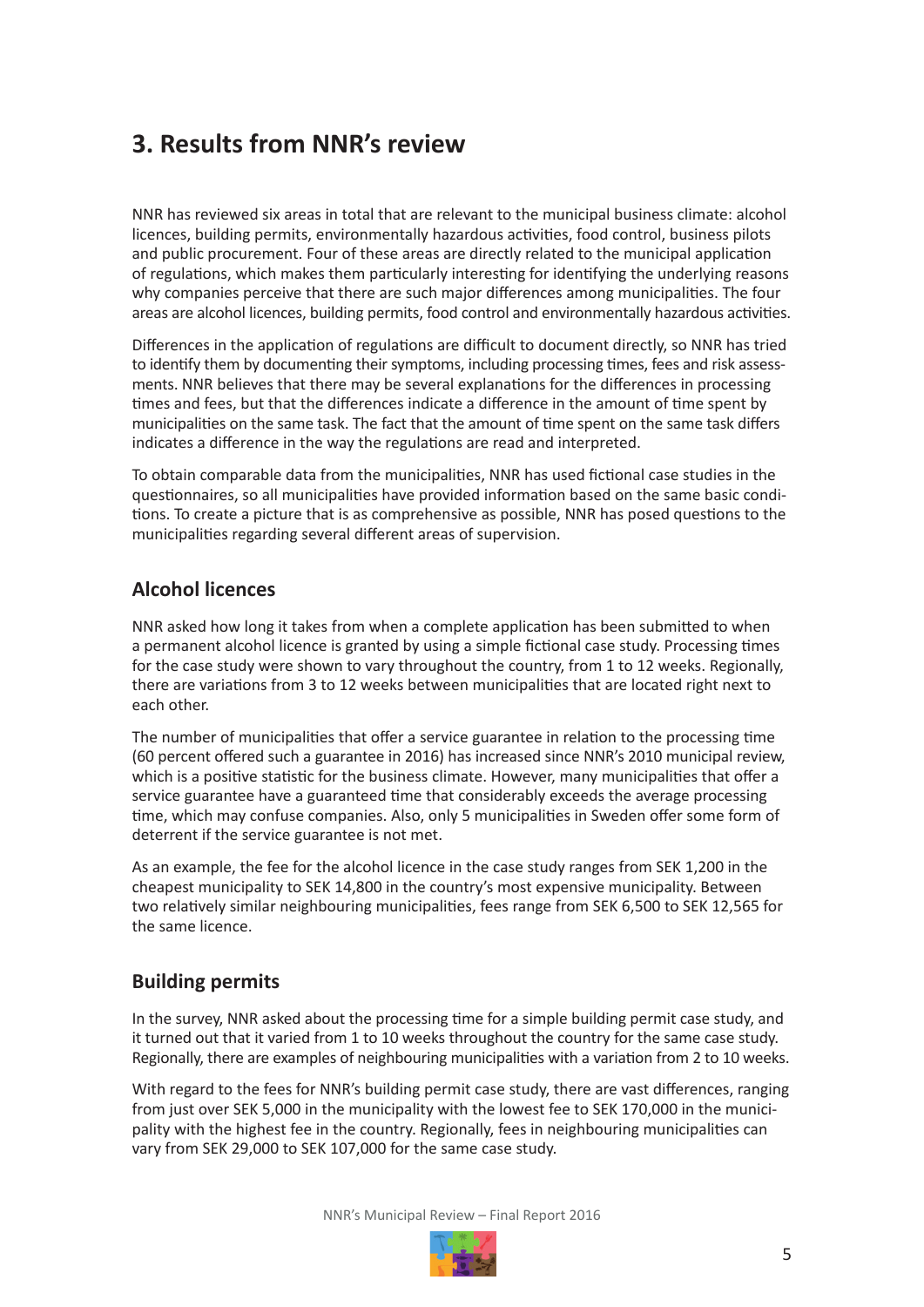# 3. Results from NNR's review

NNR has reviewed six areas in total that are relevant to the municipal business climate: alcohol licences, building permits, environmentally hazardous activities, food control, business pilots and public procurement. Four of these areas are directly related to the municipal application of regulations, which makes them particularly interesting for identifying the underlying reasons why companies perceive that there are such major differences among municipalities. The four areas are alcohol licences, building permits, food control and environmentally hazardous activities.

Differences in the application of regulations are difficult to document directly, so NNR has tried to identify them by documenting their symptoms, including processing times, fees and risk assessments. NNR believes that there may be several explanations for the differences in processing times and fees, but that the differences indicate a difference in the amount of time spent by municipalities on the same task. The fact that the amount of time spent on the same task differs indicates a difference in the way the regulations are read and interpreted.

To obtain comparable data from the municipalities, NNR has used fictional case studies in the questionnaires, so all municipalities have provided information based on the same basic conditions. To create a picture that is as comprehensive as possible, NNR has posed questions to the municipalities regarding several different areas of supervision.

## Alcohol licences

NNR asked how long it takes from when a complete application has been submitted to when a permanent alcohol licence is granted by using a simple fictional case study. Processing times for the case study were shown to vary throughout the country, from 1 to 12 weeks. Regionally, there are variations from 3 to 12 weeks between municipalities that are located right next to each other.

The number of municipalities that offer a service guarantee in relation to the processing time (60 percent offered such a guarantee in 2016) has increased since NNR's 2010 municipal review, which is a positive statistic for the business climate. However, many municipalities that offer a service guarantee have a guaranteed time that considerably exceeds the average processing time, which may confuse companies. Also, only 5 municipalities in Sweden offer some form of deterrent if the service guarantee is not met.

As an example, the fee for the alcohol licence in the case study ranges from SEK 1,200 in the cheapest municipality to SEK 14,800 in the country's most expensive municipality. Between two relatively similar neighbouring municipalities, fees range from SEK 6,500 to SEK 12,565 for the same licence.

## Building permits

In the survey, NNR asked about the processing time for a simple building permit case study, and it turned out that it varied from 1 to 10 weeks throughout the country for the same case study. Regionally, there are examples of neighbouring municipalities with a variation from 2 to 10 weeks.

With regard to the fees for NNR's building permit case study, there are vast differences, ranging from just over SEK 5,000 in the municipality with the lowest fee to SEK 170,000 in the municipality with the highest fee in the country. Regionally, fees in neighbouring municipalities can vary from SEK 29,000 to SEK 107,000 for the same case study.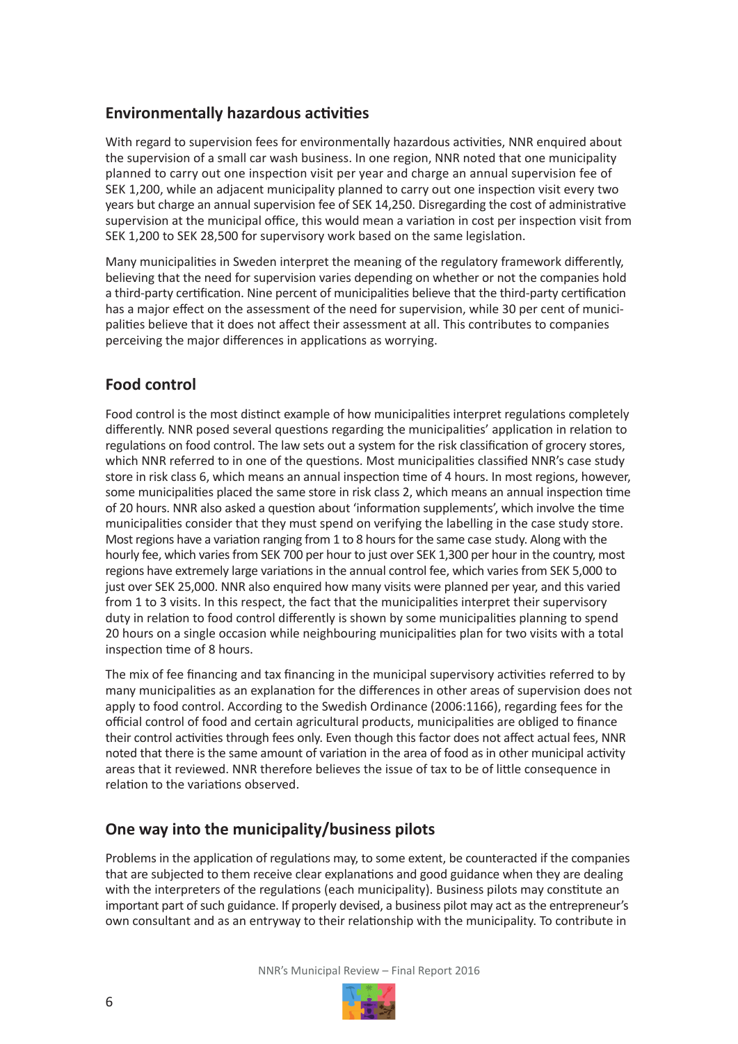## Environmentally hazardous activities

With regard to supervision fees for environmentally hazardous activities, NNR enquired about the supervision of a small car wash business. In one region, NNR noted that one municipality planned to carry out one inspection visit per year and charge an annual supervision fee of SEK 1,200, while an adjacent municipality planned to carry out one inspection visit every two years but charge an annual supervision fee of SEK 14,250. Disregarding the cost of administrative supervision at the municipal office, this would mean a variation in cost per inspection visit from SEK 1,200 to SEK 28,500 for supervisory work based on the same legislation.

Many municipalities in Sweden interpret the meaning of the regulatory framework differently, believing that the need for supervision varies depending on whether or not the companies hold a third-party certification. Nine percent of municipalities believe that the third-party certification has a major effect on the assessment of the need for supervision, while 30 per cent of municipalities believe that it does not affect their assessment at all. This contributes to companies perceiving the major differences in applications as worrying.

## Food control

Food control is the most distinct example of how municipalities interpret regulations completely differently. NNR posed several questions regarding the municipalities' application in relation to regulations on food control. The law sets out a system for the risk classification of grocery stores, which NNR referred to in one of the questions. Most municipalities classified NNR's case study store in risk class 6, which means an annual inspection time of 4 hours. In most regions, however, some municipalities placed the same store in risk class 2, which means an annual inspection time of 20 hours. NNR also asked a question about 'information supplements', which involve the time municipalities consider that they must spend on verifying the labelling in the case study store. Most regions have a variation ranging from 1 to 8 hours for the same case study. Along with the hourly fee, which varies from SEK 700 per hour to just over SEK 1,300 per hour in the country, most regions have extremely large variations in the annual control fee, which varies from SEK 5,000 to just over SEK 25,000. NNR also enquired how many visits were planned per year, and this varied from 1 to 3 visits. In this respect, the fact that the municipalities interpret their supervisory duty in relation to food control differently is shown by some municipalities planning to spend 20 hours on a single occasion while neighbouring municipalities plan for two visits with a total inspection time of 8 hours.

The mix of fee financing and tax financing in the municipal supervisory activities referred to by many municipalities as an explanation for the differences in other areas of supervision does not apply to food control. According to the Swedish Ordinance (2006:1166), regarding fees for the official control of food and certain agricultural products, municipalities are obliged to finance their control activities through fees only. Even though this factor does not affect actual fees, NNR noted that there is the same amount of variation in the area of food as in other municipal activity areas that it reviewed. NNR therefore believes the issue of tax to be of little consequence in relation to the variations observed.

## One way into the municipality/business pilots

Problems in the application of regulations may, to some extent, be counteracted if the companies that are subjected to them receive clear explanations and good guidance when they are dealing with the interpreters of the regulations (each municipality). Business pilots may constitute an important part of such guidance. If properly devised, a business pilot may act as the entrepreneur's own consultant and as an entryway to their relationship with the municipality. To contribute in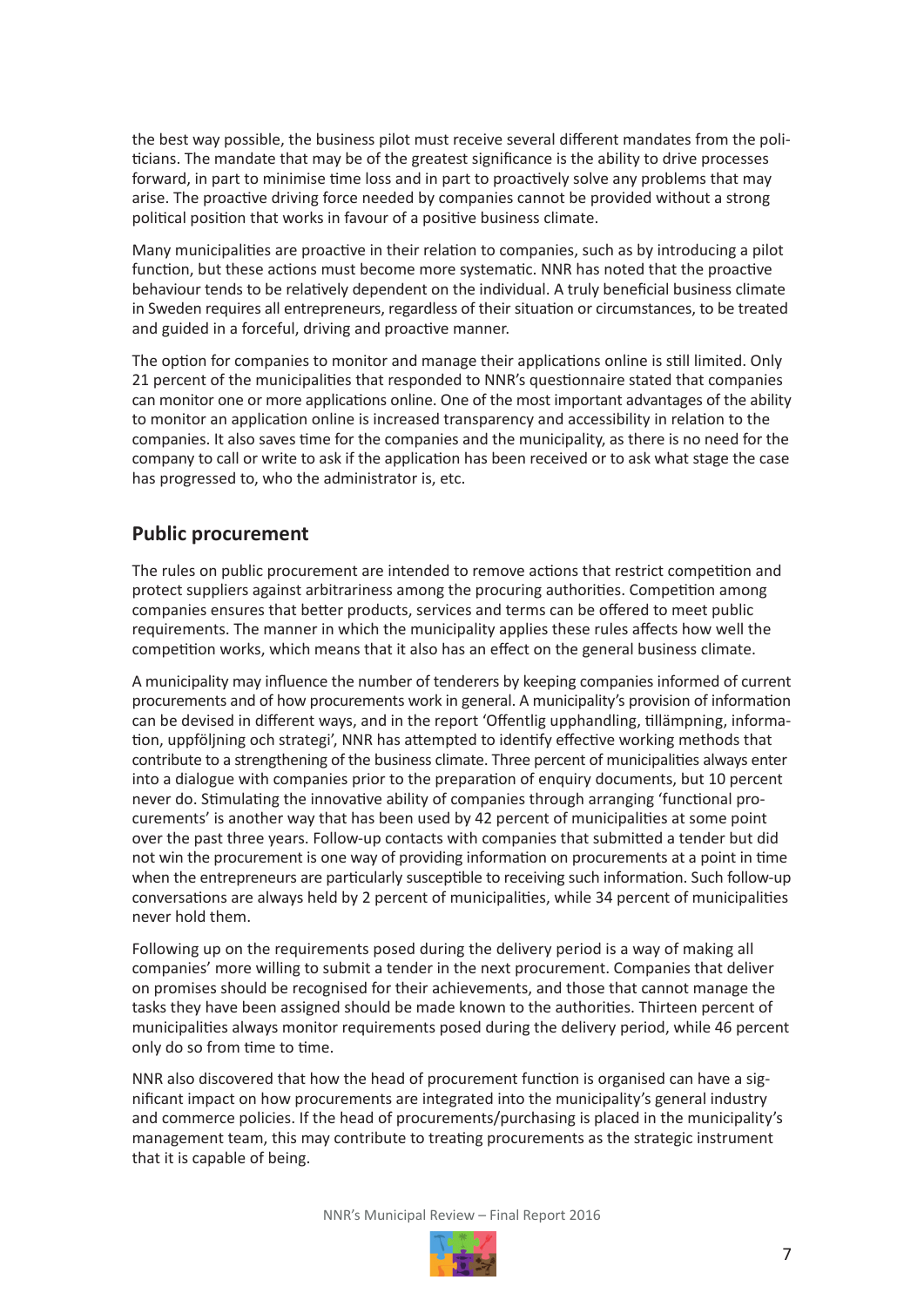the best way possible, the business pilot must receive several different mandates from the politicians. The mandate that may be of the greatest significance is the ability to drive processes forward, in part to minimise time loss and in part to proactively solve any problems that may arise. The proactive driving force needed by companies cannot be provided without a strong political position that works in favour of a positive business climate.

Many municipalities are proactive in their relation to companies, such as by introducing a pilot function, but these actions must become more systematic. NNR has noted that the proactive behaviour tends to be relatively dependent on the individual. A truly beneficial business climate in Sweden requires all entrepreneurs, regardless of their situation or circumstances, to be treated and guided in a forceful, driving and proactive manner.

The option for companies to monitor and manage their applications online is still limited. Only 21 percent of the municipalities that responded to NNR's questionnaire stated that companies can monitor one or more applications online. One of the most important advantages of the ability to monitor an application online is increased transparency and accessibility in relation to the companies. It also saves time for the companies and the municipality, as there is no need for the company to call or write to ask if the application has been received or to ask what stage the case has progressed to, who the administrator is, etc.

## Public procurement

The rules on public procurement are intended to remove actions that restrict competition and protect suppliers against arbitrariness among the procuring authorities. Competition among companies ensures that better products, services and terms can be offered to meet public requirements. The manner in which the municipality applies these rules affects how well the competition works, which means that it also has an effect on the general business climate.

A municipality may influence the number of tenderers by keeping companies informed of current procurements and of how procurements work in general. A municipality's provision of information can be devised in different ways, and in the report 'Offentlig upphandling, tillämpning, information, uppföljning och strategi', NNR has attempted to identify effective working methods that contribute to a strengthening of the business climate. Three percent of municipalities always enter into a dialogue with companies prior to the preparation of enquiry documents, but 10 percent never do. Stimulating the innovative ability of companies through arranging 'functional procurements' is another way that has been used by 42 percent of municipalities at some point over the past three years. Follow-up contacts with companies that submitted a tender but did not win the procurement is one way of providing information on procurements at a point in time when the entrepreneurs are particularly susceptible to receiving such information. Such follow-up conversations are always held by 2 percent of municipalities, while 34 percent of municipalities never hold them.

Following up on the requirements posed during the delivery period is a way of making all companies' more willing to submit a tender in the next procurement. Companies that deliver on promises should be recognised for their achievements, and those that cannot manage the tasks they have been assigned should be made known to the authorities. Thirteen percent of municipalities always monitor requirements posed during the delivery period, while 46 percent only do so from time to time.

NNR also discovered that how the head of procurement function is organised can have a significant impact on how procurements are integrated into the municipality's general industry and commerce policies. If the head of procurements/purchasing is placed in the municipality's management team, this may contribute to treating procurements as the strategic instrument that it is capable of being.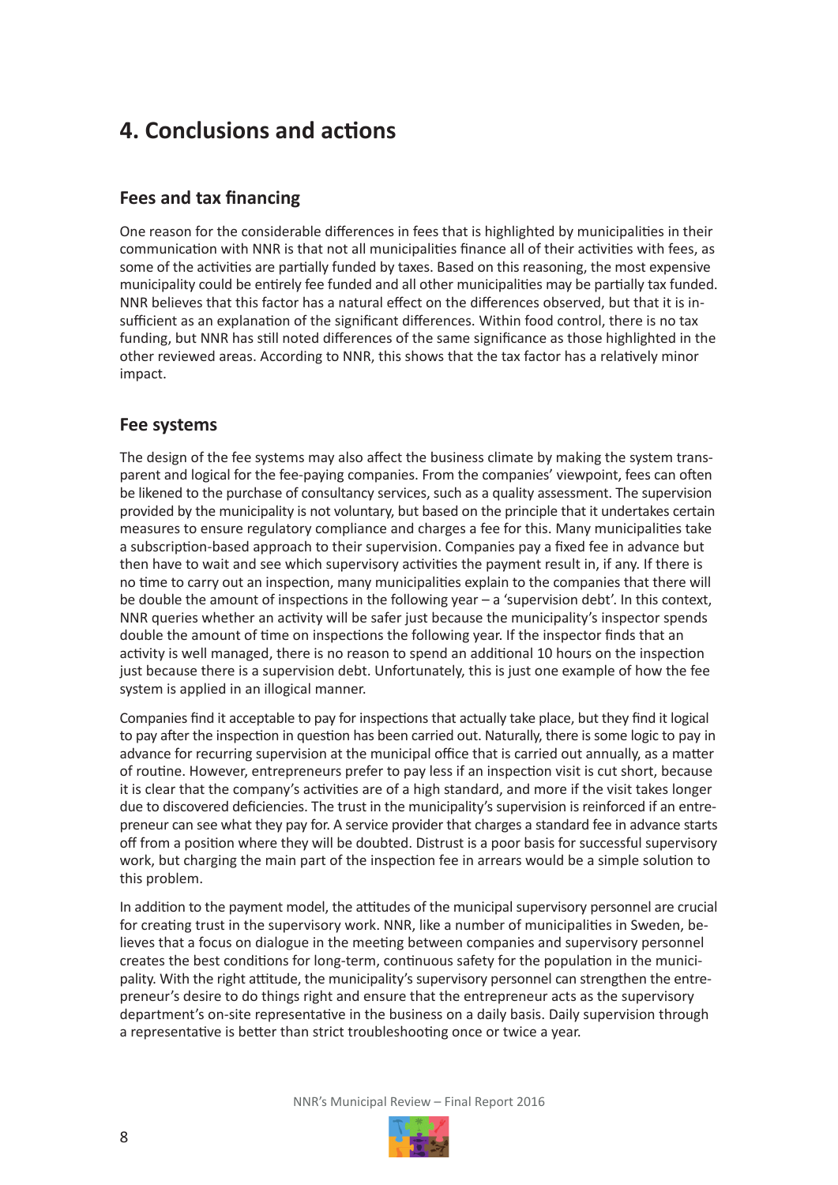# 4. Conclusions and actions

## Fees and tax financing

One reason for the considerable differences in fees that is highlighted by municipalities in their communication with NNR is that not all municipalities finance all of their activities with fees, as some of the activities are partially funded by taxes. Based on this reasoning, the most expensive municipality could be entirely fee funded and all other municipalities may be partially tax funded. NNR believes that this factor has a natural effect on the differences observed, but that it is insufficient as an explanation of the significant differences. Within food control, there is no tax funding, but NNR has still noted differences of the same significance as those highlighted in the other reviewed areas. According to NNR, this shows that the tax factor has a relatively minor impact.

## Fee systems

The design of the fee systems may also affect the business climate by making the system transparent and logical for the fee-paying companies. From the companies' viewpoint, fees can often be likened to the purchase of consultancy services, such as a quality assessment. The supervision provided by the municipality is not voluntary, but based on the principle that it undertakes certain measures to ensure regulatory compliance and charges a fee for this. Many municipalities take a subscription-based approach to their supervision. Companies pay a fixed fee in advance but then have to wait and see which supervisory activities the payment result in, if any. If there is no time to carry out an inspection, many municipalities explain to the companies that there will be double the amount of inspections in the following year – a 'supervision debt'. In this context, NNR queries whether an activity will be safer just because the municipality's inspector spends double the amount of time on inspections the following year. If the inspector finds that an activity is well managed, there is no reason to spend an additional 10 hours on the inspection just because there is a supervision debt. Unfortunately, this is just one example of how the fee system is applied in an illogical manner.

Companies find it acceptable to pay for inspections that actually take place, but they find it logical to pay after the inspection in question has been carried out. Naturally, there is some logic to pay in advance for recurring supervision at the municipal office that is carried out annually, as a matter of routine. However, entrepreneurs prefer to pay less if an inspection visit is cut short, because it is clear that the company's activities are of a high standard, and more if the visit takes longer due to discovered deficiencies. The trust in the municipality's supervision is reinforced if an entrepreneur can see what they pay for. A service provider that charges a standard fee in advance starts off from a position where they will be doubted. Distrust is a poor basis for successful supervisory work, but charging the main part of the inspection fee in arrears would be a simple solution to this problem.

In addition to the payment model, the attitudes of the municipal supervisory personnel are crucial for creating trust in the supervisory work. NNR, like a number of municipalities in Sweden, believes that a focus on dialogue in the meeting between companies and supervisory personnel creates the best conditions for long-term, continuous safety for the population in the municipality. With the right attitude, the municipality's supervisory personnel can strengthen the entrepreneur's desire to do things right and ensure that the entrepreneur acts as the supervisory department's on-site representative in the business on a daily basis. Daily supervision through a representative is better than strict troubleshooting once or twice a year.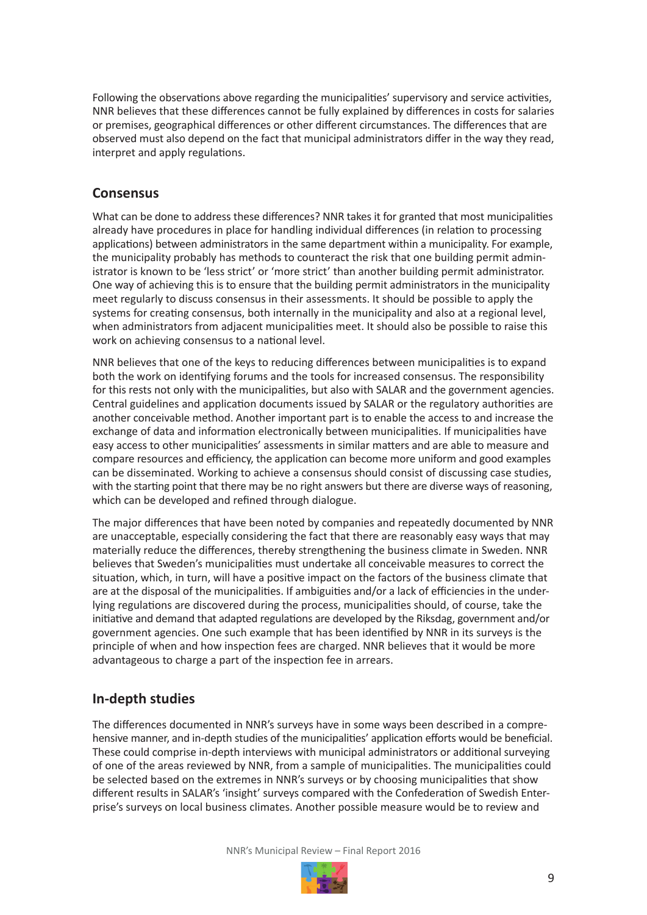Following the observations above regarding the municipalities' supervisory and service activities, NNR believes that these differences cannot be fully explained by differences in costs for salaries or premises, geographical differences or other different circumstances. The differences that are observed must also depend on the fact that municipal administrators differ in the way they read, interpret and apply regulations.

## Consensus

What can be done to address these differences? NNR takes it for granted that most municipalities already have procedures in place for handling individual differences (in relation to processing applications) between administrators in the same department within a municipality. For example, the municipality probably has methods to counteract the risk that one building permit administrator is known to be 'less strict' or 'more strict' than another building permit administrator. One way of achieving this is to ensure that the building permit administrators in the municipality meet regularly to discuss consensus in their assessments. It should be possible to apply the systems for creating consensus, both internally in the municipality and also at a regional level, when administrators from adjacent municipalities meet. It should also be possible to raise this work on achieving consensus to a national level.

NNR believes that one of the keys to reducing differences between municipalities is to expand both the work on identifying forums and the tools for increased consensus. The responsibility for this rests not only with the municipalities, but also with SALAR and the government agencies. Central guidelines and application documents issued by SALAR or the regulatory authorities are another conceivable method. Another important part is to enable the access to and increase the exchange of data and information electronically between municipalities. If municipalities have easy access to other municipalities' assessments in similar matters and are able to measure and compare resources and efficiency, the application can become more uniform and good examples can be disseminated. Working to achieve a consensus should consist of discussing case studies, with the starting point that there may be no right answers but there are diverse ways of reasoning, which can be developed and refined through dialogue.

The major differences that have been noted by companies and repeatedly documented by NNR are unacceptable, especially considering the fact that there are reasonably easy ways that may materially reduce the differences, thereby strengthening the business climate in Sweden. NNR believes that Sweden's municipalities must undertake all conceivable measures to correct the situation, which, in turn, will have a positive impact on the factors of the business climate that are at the disposal of the municipalities. If ambiguities and/or a lack of efficiencies in the underlying regulations are discovered during the process, municipalities should, of course, take the initiative and demand that adapted regulations are developed by the Riksdag, government and/or government agencies. One such example that has been identified by NNR in its surveys is the principle of when and how inspection fees are charged. NNR believes that it would be more advantageous to charge a part of the inspection fee in arrears.

## In-depth studies

The differences documented in NNR's surveys have in some ways been described in a comprehensive manner, and in-depth studies of the municipalities' application efforts would be beneficial. These could comprise in-depth interviews with municipal administrators or additional surveying of one of the areas reviewed by NNR, from a sample of municipalities. The municipalities could be selected based on the extremes in NNR's surveys or by choosing municipalities that show different results in SALAR's 'insight' surveys compared with the Confederation of Swedish Enterprise's surveys on local business climates. Another possible measure would be to review and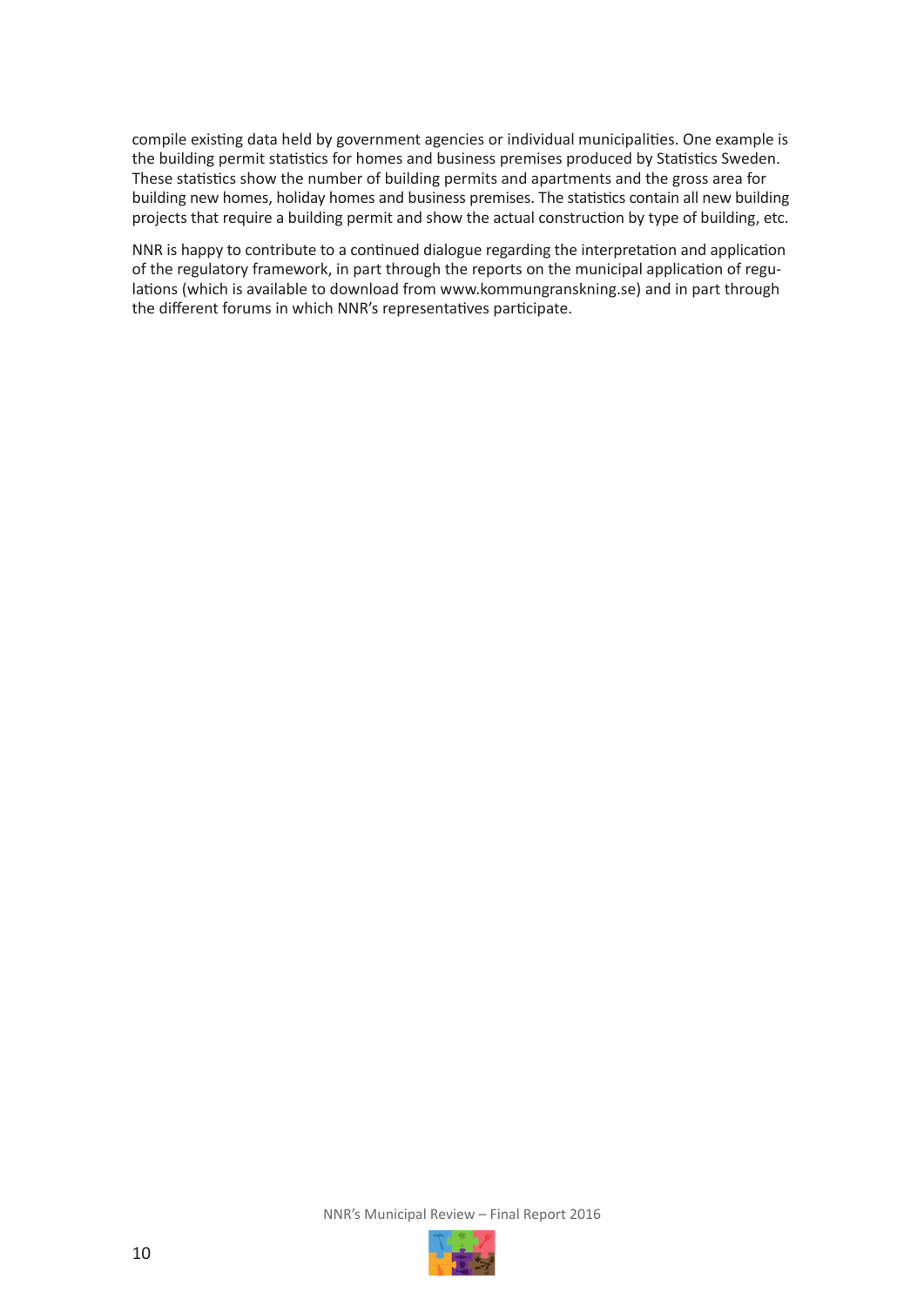compile existing data held by government agencies or individual municipalities. One example is the building permit statistics for homes and business premises produced by Statistics Sweden. These statistics show the number of building permits and apartments and the gross area for building new homes, holiday homes and business premises. The statistics contain all new building projects that require a building permit and show the actual construction by type of building, etc.

NNR is happy to contribute to a continued dialogue regarding the interpretation and application of the regulatory framework, in part through the reports on the municipal application of regulations (which is available to download from www.kommungranskning.se) and in part through the different forums in which NNR's representatives participate.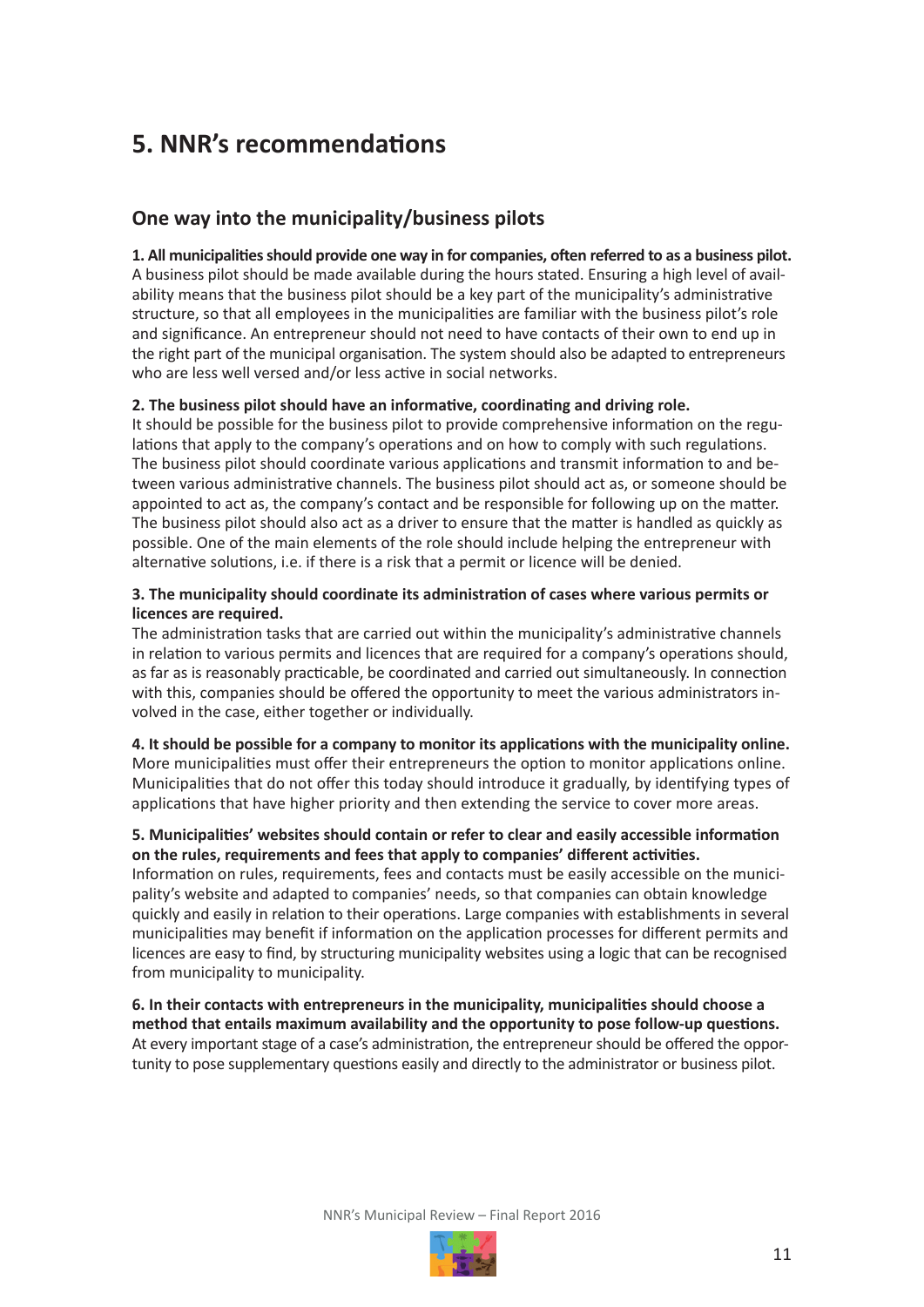# 5. NNR's recommendations

## One way into the municipality/business pilots

**1. All municipalities should provide one way in for companies, often referred to as a business pilot.**
A business pilot should be made available during the hours stated. Ensuring a high level of availability means that the business pilot should be a key part of the municipality's administrative structure, so that all employees in the municipalities are familiar with the business pilot's role and significance. An entrepreneur should not need to have contacts of their own to end up in the right part of the municipal organisation. The system should also be adapted to entrepreneurs who are less well versed and/or less active in social networks.

**2. The business pilot should have an informative, coordinating and driving role.**
It should be possible for the business pilot to provide comprehensive information on the regulations that apply to the company's operations and on how to comply with such regulations. The business pilot should coordinate various applications and transmit information to and between various administrative channels. The business pilot should act as, or someone should be appointed to act as, the company's contact and be responsible for following up on the matter. The business pilot should also act as a driver to ensure that the matter is handled as quickly as possible. One of the main elements of the role should include helping the entrepreneur with alternative solutions, i.e. if there is a risk that a permit or licence will be denied.

**3. The municipality should coordinate its administration of cases where various permits or licences are required.**
The administration tasks that are carried out within the municipality's administrative channels in relation to various permits and licences that are required for a company's operations should, as far as is reasonably practicable, be coordinated and carried out simultaneously. In connection with this, companies should be offered the opportunity to meet the various administrators involved in the case, either together or individually.

**4. It should be possible for a company to monitor its applications with the municipality online.**
More municipalities must offer their entrepreneurs the option to monitor applications online. Municipalities that do not offer this today should introduce it gradually, by identifying types of applications that have higher priority and then extending the service to cover more areas.

**5. Municipalities' websites should contain or refer to clear and easily accessible information on the rules, requirements and fees that apply to companies' different activities.**
Information on rules, requirements, fees and contacts must be easily accessible on the municipality's website and adapted to companies' needs, so that companies can obtain knowledge quickly and easily in relation to their operations. Large companies with establishments in several municipalities may benefit if information on the application processes for different permits and licences are easy to find, by structuring municipality websites using a logic that can be recognised from municipality to municipality.

**6. In their contacts with entrepreneurs in the municipality, municipalities should choose a method that entails maximum availability and the opportunity to pose follow-up questions.**
At every important stage of a case's administration, the entrepreneur should be offered the opportunity to pose supplementary questions easily and directly to the administrator or business pilot.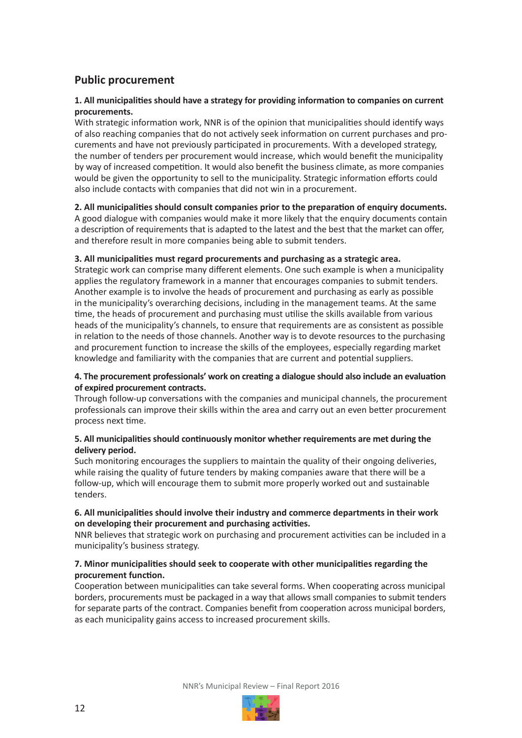## Public procurement

**1. All municipalities should have a strategy for providing information to companies on current procurements.**
With strategic information work, NNR is of the opinion that municipalities should identify ways of also reaching companies that do not actively seek information on current purchases and procurements and have not previously participated in procurements. With a developed strategy, the number of tenders per procurement would increase, which would benefit the municipality by way of increased competition. It would also benefit the business climate, as more companies would be given the opportunity to sell to the municipality. Strategic information efforts could also include contacts with companies that did not win in a procurement.

**2. All municipalities should consult companies prior to the preparation of enquiry documents.**
A good dialogue with companies would make it more likely that the enquiry documents contain a description of requirements that is adapted to the latest and the best that the market can offer, and therefore result in more companies being able to submit tenders.

**3. All municipalities must regard procurements and purchasing as a strategic area.**
Strategic work can comprise many different elements. One such example is when a municipality applies the regulatory framework in a manner that encourages companies to submit tenders. Another example is to involve the heads of procurement and purchasing as early as possible in the municipality's overarching decisions, including in the management teams. At the same time, the heads of procurement and purchasing must utilise the skills available from various heads of the municipality's channels, to ensure that requirements are as consistent as possible in relation to the needs of those channels. Another way is to devote resources to the purchasing and procurement function to increase the skills of the employees, especially regarding market knowledge and familiarity with the companies that are current and potential suppliers.

**4. The procurement professionals' work on creating a dialogue should also include an evaluation of expired procurement contracts.**
Through follow-up conversations with the companies and municipal channels, the procurement professionals can improve their skills within the area and carry out an even better procurement process next time.

**5. All municipalities should continuously monitor whether requirements are met during the delivery period.**
Such monitoring encourages the suppliers to maintain the quality of their ongoing deliveries, while raising the quality of future tenders by making companies aware that there will be a follow-up, which will encourage them to submit more properly worked out and sustainable tenders.

**6. All municipalities should involve their industry and commerce departments in their work on developing their procurement and purchasing activities.**
NNR believes that strategic work on purchasing and procurement activities can be included in a municipality's business strategy.

**7. Minor municipalities should seek to cooperate with other municipalities regarding the procurement function.**
Cooperation between municipalities can take several forms. When cooperating across municipal borders, procurements must be packaged in a way that allows small companies to submit tenders for separate parts of the contract. Companies benefit from cooperation across municipal borders, as each municipality gains access to increased procurement skills.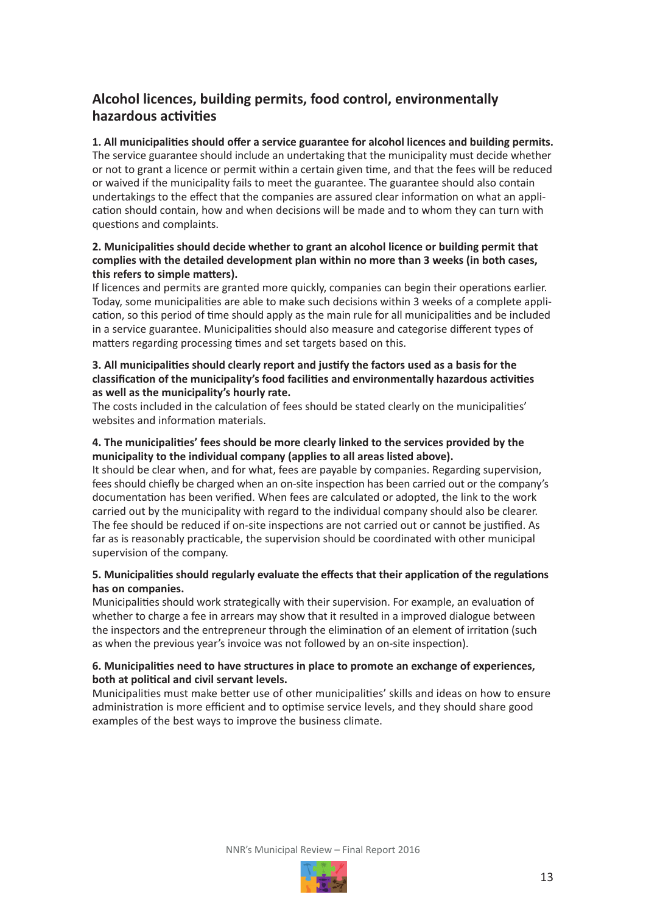## Alcohol licences, building permits, food control, environmentally hazardous activities

**1. All municipalities should offer a service guarantee for alcohol licences and building permits.**
The service guarantee should include an undertaking that the municipality must decide whether or not to grant a licence or permit within a certain given time, and that the fees will be reduced or waived if the municipality fails to meet the guarantee. The guarantee should also contain undertakings to the effect that the companies are assured clear information on what an application should contain, how and when decisions will be made and to whom they can turn with questions and complaints.

**2. Municipalities should decide whether to grant an alcohol licence or building permit that complies with the detailed development plan within no more than 3 weeks (in both cases, this refers to simple matters).**
If licences and permits are granted more quickly, companies can begin their operations earlier. Today, some municipalities are able to make such decisions within 3 weeks of a complete application, so this period of time should apply as the main rule for all municipalities and be included in a service guarantee. Municipalities should also measure and categorise different types of matters regarding processing times and set targets based on this.

**3. All municipalities should clearly report and justify the factors used as a basis for the classification of the municipality's food facilities and environmentally hazardous activities as well as the municipality's hourly rate.**
The costs included in the calculation of fees should be stated clearly on the municipalities' websites and information materials.

**4. The municipalities' fees should be more clearly linked to the services provided by the municipality to the individual company (applies to all areas listed above).**
It should be clear when, and for what, fees are payable by companies. Regarding supervision, fees should chiefly be charged when an on-site inspection has been carried out or the company's documentation has been verified. When fees are calculated or adopted, the link to the work carried out by the municipality with regard to the individual company should also be clearer. The fee should be reduced if on-site inspections are not carried out or cannot be justified. As far as is reasonably practicable, the supervision should be coordinated with other municipal supervision of the company.

**5. Municipalities should regularly evaluate the effects that their application of the regulations has on companies.**
Municipalities should work strategically with their supervision. For example, an evaluation of whether to charge a fee in arrears may show that it resulted in a improved dialogue between the inspectors and the entrepreneur through the elimination of an element of irritation (such as when the previous year's invoice was not followed by an on-site inspection).

**6. Municipalities need to have structures in place to promote an exchange of experiences, both at political and civil servant levels.**
Municipalities must make better use of other municipalities' skills and ideas on how to ensure administration is more efficient and to optimise service levels, and they should share good examples of the best ways to improve the business climate.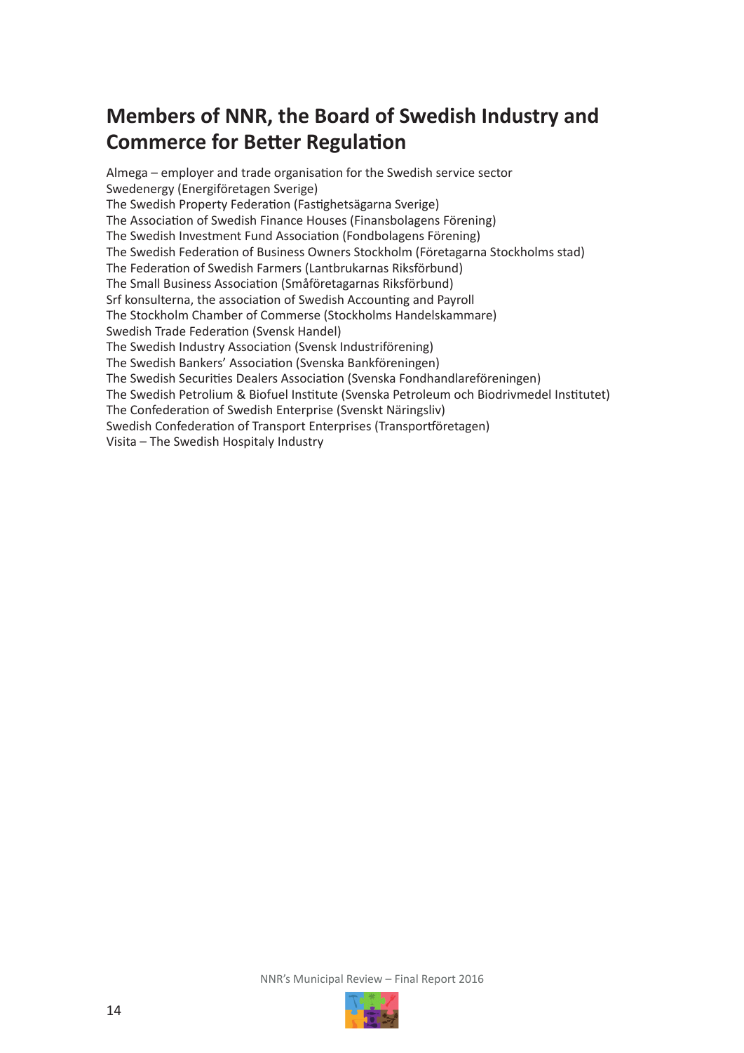## Members of NNR, the Board of Swedish Industry and Commerce for Better Regulation

Almega – employer and trade organisation for the Swedish service sector
Swedenergy (Energiföretagen Sverige)
The Swedish Property Federation (Fastighetsägarna Sverige)
The Association of Swedish Finance Houses (Finansbolagens Förening)
The Swedish Investment Fund Association (Fondbolagens Förening)
The Swedish Federation of Business Owners Stockholm (Företagarna Stockholms stad)
The Federation of Swedish Farmers (Lantbrukarnas Riksförbund)
The Small Business Association (Småföretagarnas Riksförbund)
Srf konsulterna, the association of Swedish Accounting and Payroll
The Stockholm Chamber of Commerse (Stockholms Handelskammare)
Swedish Trade Federation (Svensk Handel)
The Swedish Industry Association (Svensk Industriförening)
The Swedish Bankers' Association (Svenska Bankföreningen)
The Swedish Securities Dealers Association (Svenska Fondhandlareföreningen)
The Swedish Petrolium & Biofuel Institute (Svenska Petroleum och Biodrivmedel Institutet)
The Confederation of Swedish Enterprise (Svenskt Näringsliv)
Swedish Confederation of Transport Enterprises (Transportföretagen)
Visita – The Swedish Hospitaly Industry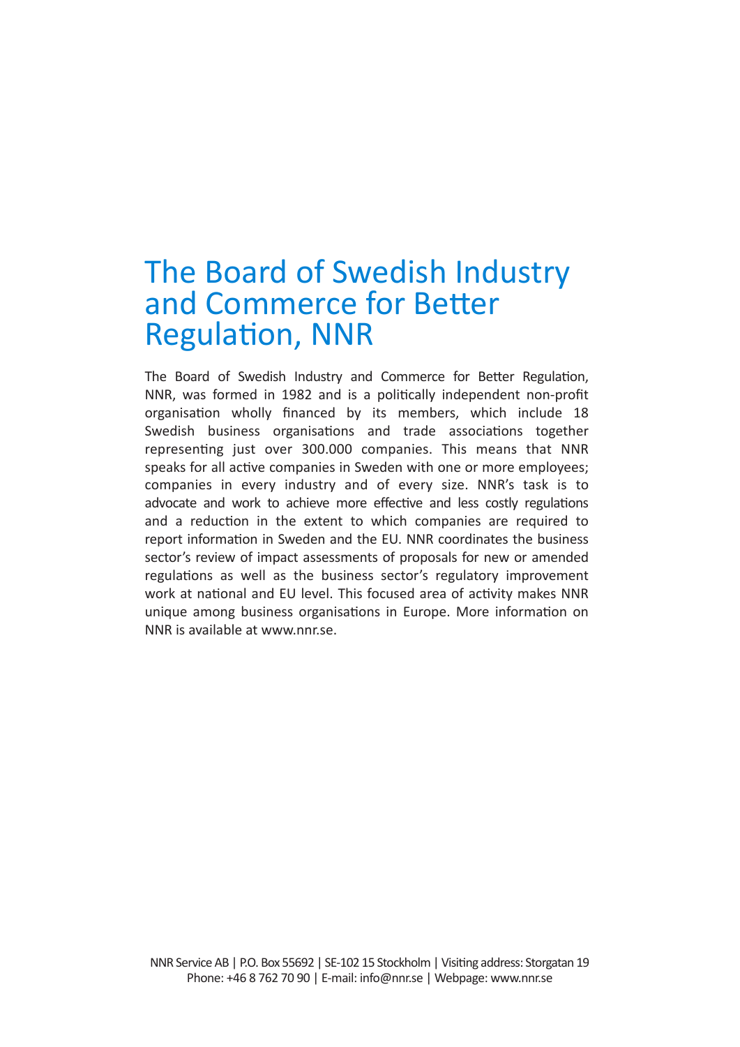# The Board of Swedish Industry and Commerce for Better Regulation, NNR

The Board of Swedish Industry and Commerce for Better Regulation, NNR, was formed in 1982 and is a politically independent non-profit organisation wholly financed by its members, which include 18 Swedish business organisations and trade associations together representing just over 300.000 companies. This means that NNR speaks for all active companies in Sweden with one or more employees; companies in every industry and of every size. NNR's task is to advocate and work to achieve more effective and less costly regulations and a reduction in the extent to which companies are required to report information in Sweden and the EU. NNR coordinates the business sector's review of impact assessments of proposals for new or amended regulations as well as the business sector's regulatory improvement work at national and EU level. This focused area of activity makes NNR unique among business organisations in Europe. More information on NNR is available at www.nnr.se.

NNR Service AB | P.O. Box 55692 | SE-102 15 Stockholm | Visiting address: Storgatan 19
Phone: +46 8 762 70 90 | E-mail: info@nnr.se | Webpage: www.nnr.se